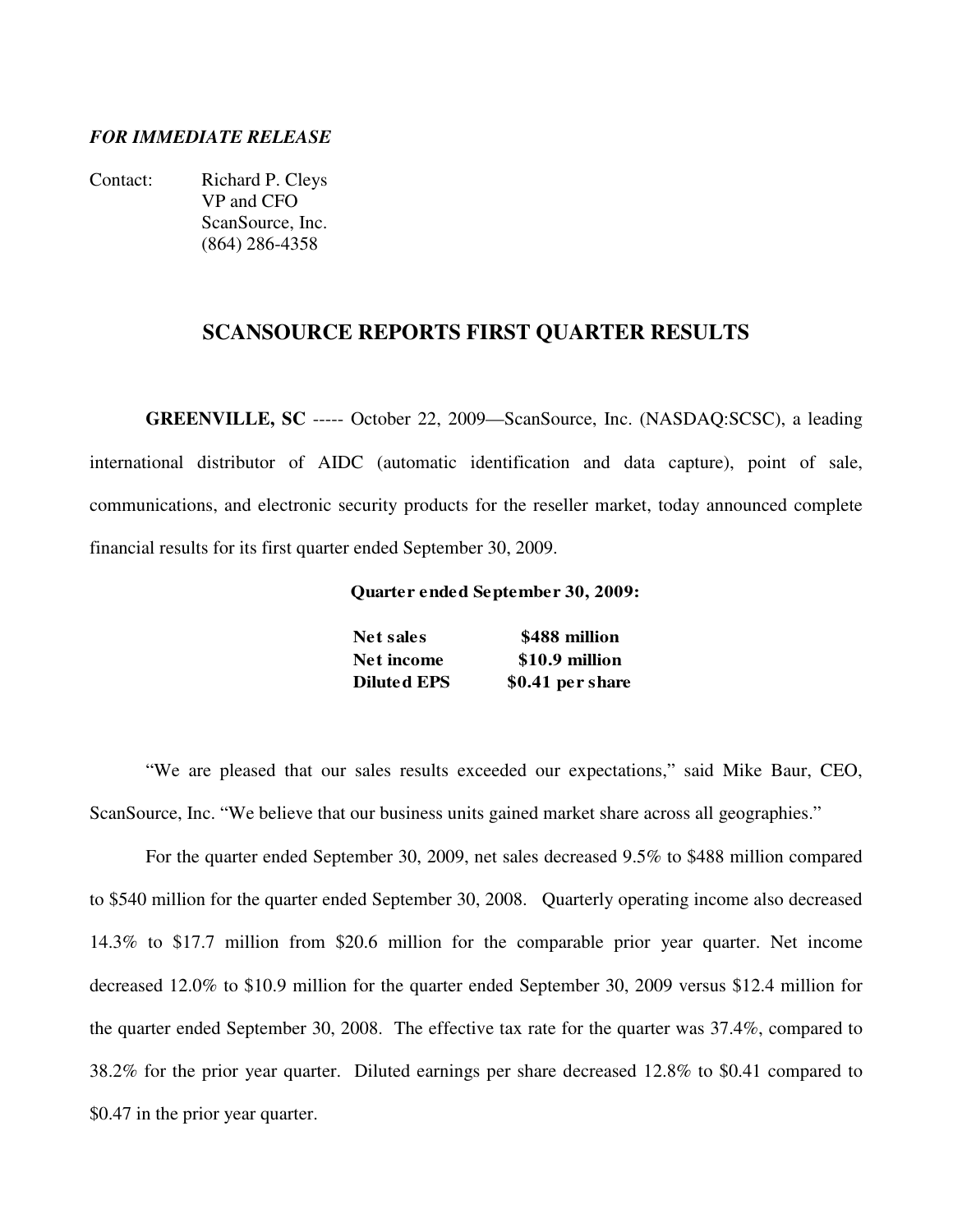*FOR IMMEDIATE RELEASE*

Contact: Richard P. Cleys
VP and CFO
ScanSource, Inc.
(864) 286-4358

## SCANSOURCE REPORTS FIRST QUARTER RESULTS

**GREENVILLE, SC** ----- October 22, 2009—ScanSource, Inc. (NASDAQ:SCSC), a leading international distributor of AIDC (automatic identification and data capture), point of sale, communications, and electronic security products for the reseller market, today announced complete financial results for its first quarter ended September 30, 2009.

**Quarter ended September 30, 2009:**

| | |
|---|---|
| **Net sales** | **$488 million** |
| **Net income** | **$10.9 million** |
| **Diluted EPS** | **$0.41 per share** |

"We are pleased that our sales results exceeded our expectations," said Mike Baur, CEO, ScanSource, Inc. "We believe that our business units gained market share across all geographies."

For the quarter ended September 30, 2009, net sales decreased 9.5% to $488 million compared to $540 million for the quarter ended September 30, 2008. Quarterly operating income also decreased 14.3% to $17.7 million from $20.6 million for the comparable prior year quarter. Net income decreased 12.0% to $10.9 million for the quarter ended September 30, 2009 versus $12.4 million for the quarter ended September 30, 2008. The effective tax rate for the quarter was 37.4%, compared to 38.2% for the prior year quarter. Diluted earnings per share decreased 12.8% to $0.41 compared to $0.47 in the prior year quarter.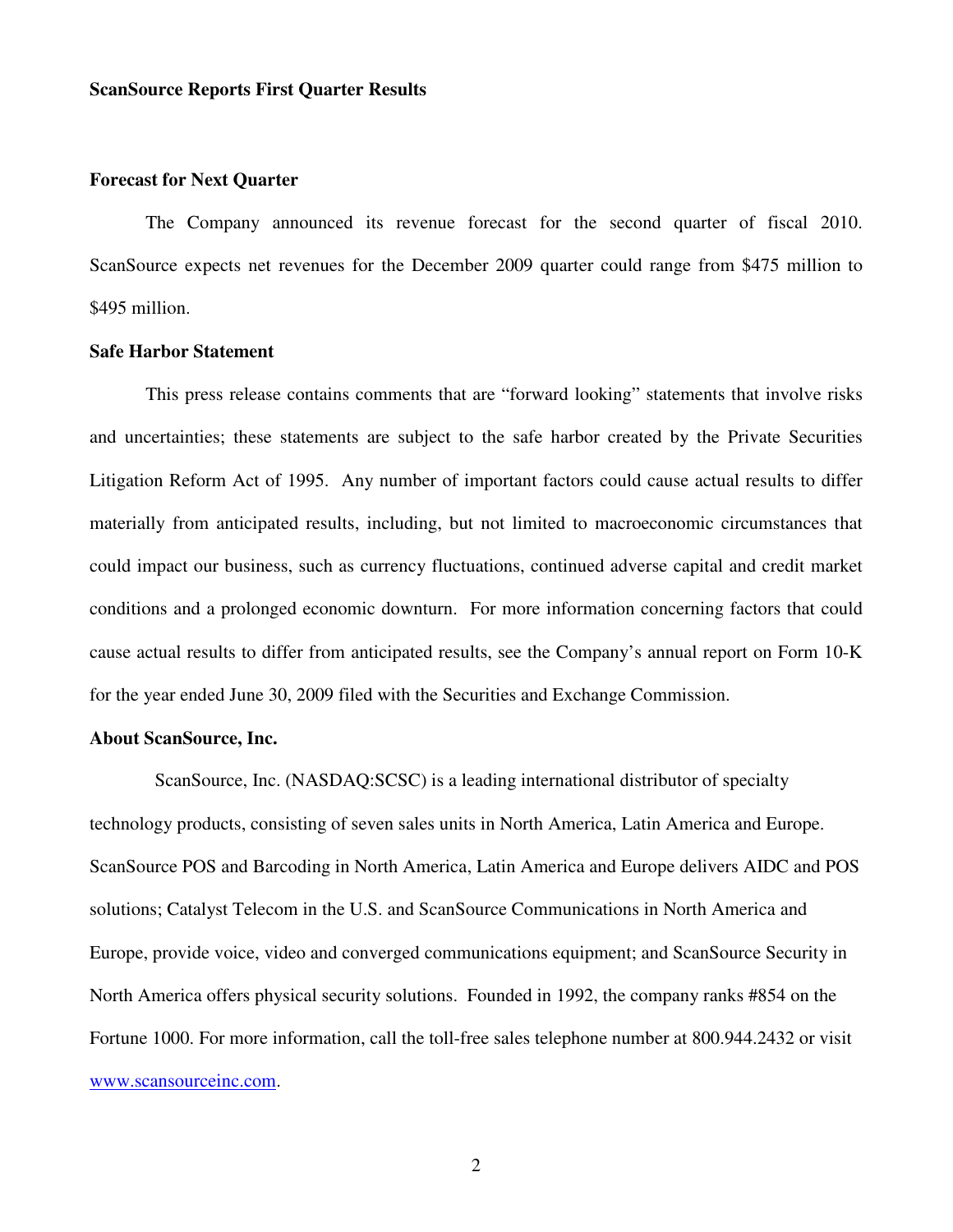**ScanSource Reports First Quarter Results**

**Forecast for Next Quarter**

The Company announced its revenue forecast for the second quarter of fiscal 2010. ScanSource expects net revenues for the December 2009 quarter could range from $475 million to $495 million.

**Safe Harbor Statement**

This press release contains comments that are "forward looking" statements that involve risks and uncertainties; these statements are subject to the safe harbor created by the Private Securities Litigation Reform Act of 1995. Any number of important factors could cause actual results to differ materially from anticipated results, including, but not limited to macroeconomic circumstances that could impact our business, such as currency fluctuations, continued adverse capital and credit market conditions and a prolonged economic downturn. For more information concerning factors that could cause actual results to differ from anticipated results, see the Company's annual report on Form 10-K for the year ended June 30, 2009 filed with the Securities and Exchange Commission.

**About ScanSource, Inc.**

ScanSource, Inc. (NASDAQ:SCSC) is a leading international distributor of specialty technology products, consisting of seven sales units in North America, Latin America and Europe. ScanSource POS and Barcoding in North America, Latin America and Europe delivers AIDC and POS solutions; Catalyst Telecom in the U.S. and ScanSource Communications in North America and Europe, provide voice, video and converged communications equipment; and ScanSource Security in North America offers physical security solutions. Founded in 1992, the company ranks #854 on the Fortune 1000. For more information, call the toll-free sales telephone number at 800.944.2432 or visit www.scansourceinc.com.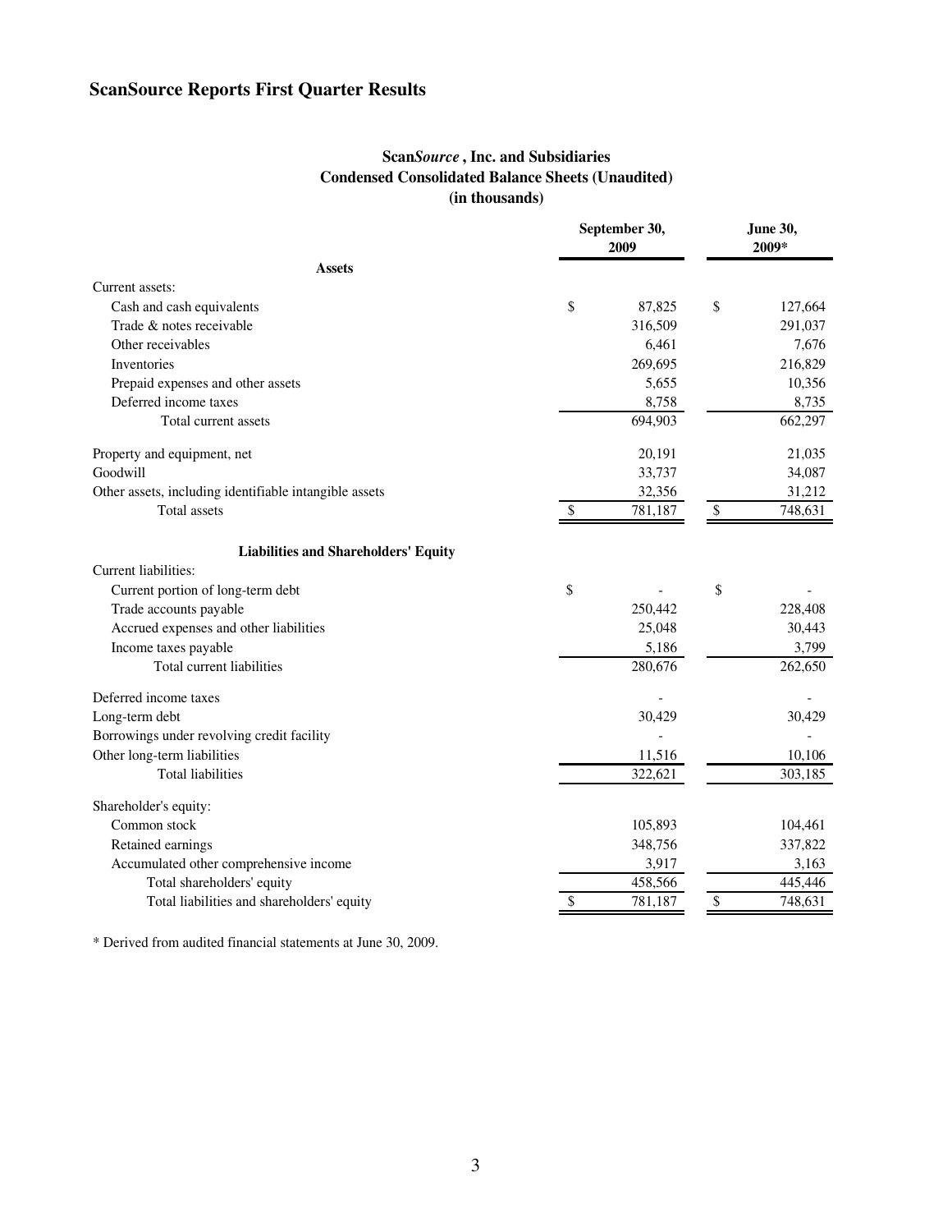# ScanSource Reports First Quarter Results

## Scan*Source*, Inc. and Subsidiaries
## Condensed Consolidated Balance Sheets (Unaudited)
## (in thousands)

| | September 30, 2009 | June 30, 2009* |
|---|---|---|
| **Assets** | | |
| Current assets: | | |
| Cash and cash equivalents | $ 87,825 | $ 127,664 |
| Trade & notes receivable | 316,509 | 291,037 |
| Other receivables | 6,461 | 7,676 |
| Inventories | 269,695 | 216,829 |
| Prepaid expenses and other assets | 5,655 | 10,356 |
| Deferred income taxes | 8,758 | 8,735 |
| Total current assets | 694,903 | 662,297 |
| Property and equipment, net | 20,191 | 21,035 |
| Goodwill | 33,737 | 34,087 |
| Other assets, including identifiable intangible assets | 32,356 | 31,212 |
| Total assets | $ 781,187 | $ 748,631 |
| **Liabilities and Shareholders' Equity** | | |
| Current liabilities: | | |
| Current portion of long-term debt | $ - | $ - |
| Trade accounts payable | 250,442 | 228,408 |
| Accrued expenses and other liabilities | 25,048 | 30,443 |
| Income taxes payable | 5,186 | 3,799 |
| Total current liabilities | 280,676 | 262,650 |
| Deferred income taxes | - | - |
| Long-term debt | 30,429 | 30,429 |
| Borrowings under revolving credit facility | - | - |
| Other long-term liabilities | 11,516 | 10,106 |
| Total liabilities | 322,621 | 303,185 |
| Shareholder's equity: | | |
| Common stock | 105,893 | 104,461 |
| Retained earnings | 348,756 | 337,822 |
| Accumulated other comprehensive income | 3,917 | 3,163 |
| Total shareholders' equity | 458,566 | 445,446 |
| Total liabilities and shareholders' equity | $ 781,187 | $ 748,631 |

* Derived from audited financial statements at June 30, 2009.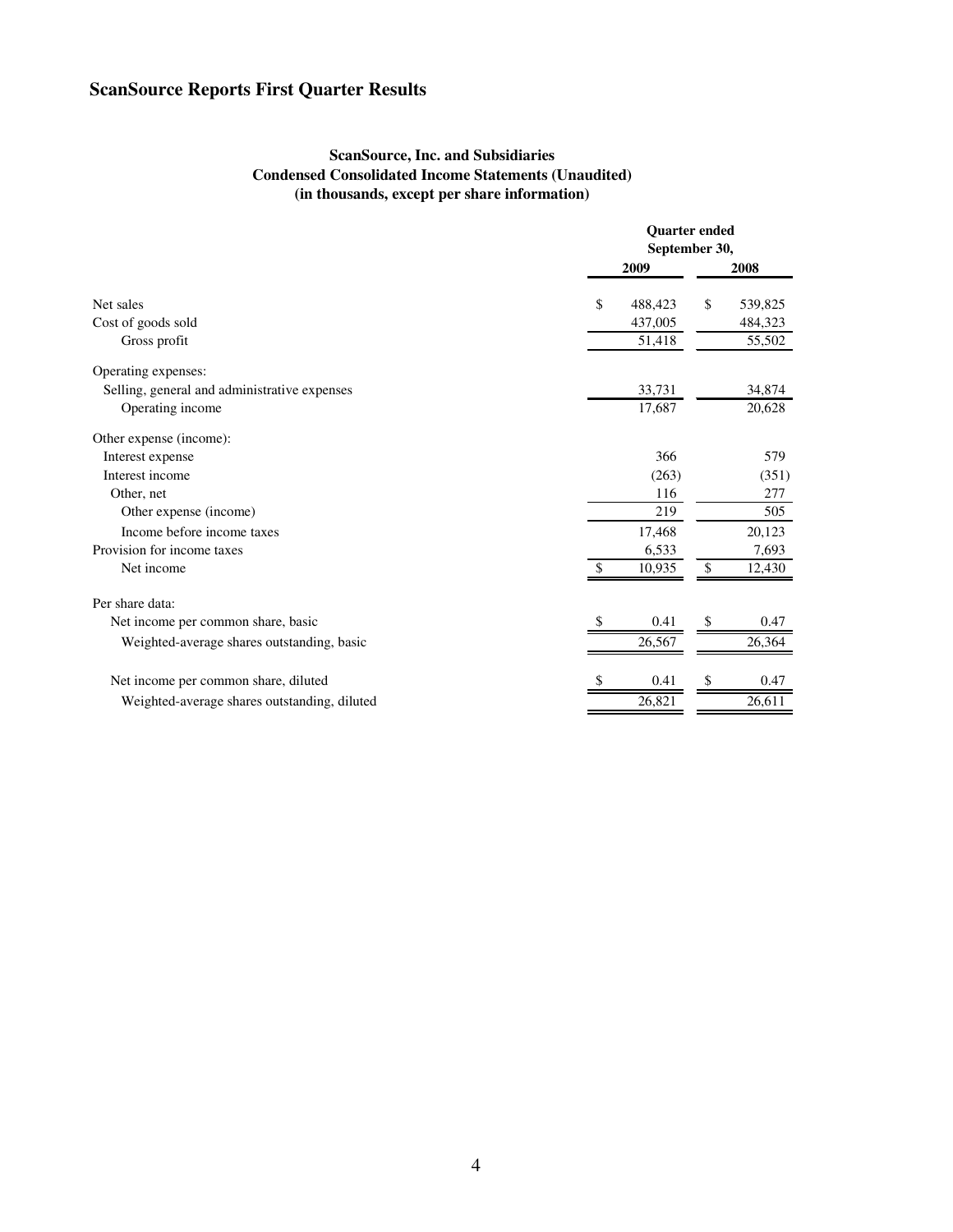# ScanSource Reports First Quarter Results

**ScanSource, Inc. and Subsidiaries**
**Condensed Consolidated Income Statements (Unaudited)**
**(in thousands, except per share information)**

| | Quarter ended September 30, 2009 | Quarter ended September 30, 2008 |
|---|---|---|
| Net sales | $ 488,423 | $ 539,825 |
| Cost of goods sold | 437,005 | 484,323 |
| Gross profit | 51,418 | 55,502 |
| Operating expenses: | | |
| Selling, general and administrative expenses | 33,731 | 34,874 |
| Operating income | 17,687 | 20,628 |
| Other expense (income): | | |
| Interest expense | 366 | 579 |
| Interest income | (263) | (351) |
| Other, net | 116 | 277 |
| Other expense (income) | 219 | 505 |
| Income before income taxes | 17,468 | 20,123 |
| Provision for income taxes | 6,533 | 7,693 |
| Net income | $ 10,935 | $ 12,430 |
| Per share data: | | |
| Net income per common share, basic | $ 0.41 | $ 0.47 |
| Weighted-average shares outstanding, basic | 26,567 | 26,364 |
| Net income per common share, diluted | $ 0.41 | $ 0.47 |
| Weighted-average shares outstanding, diluted | 26,821 | 26,611 |